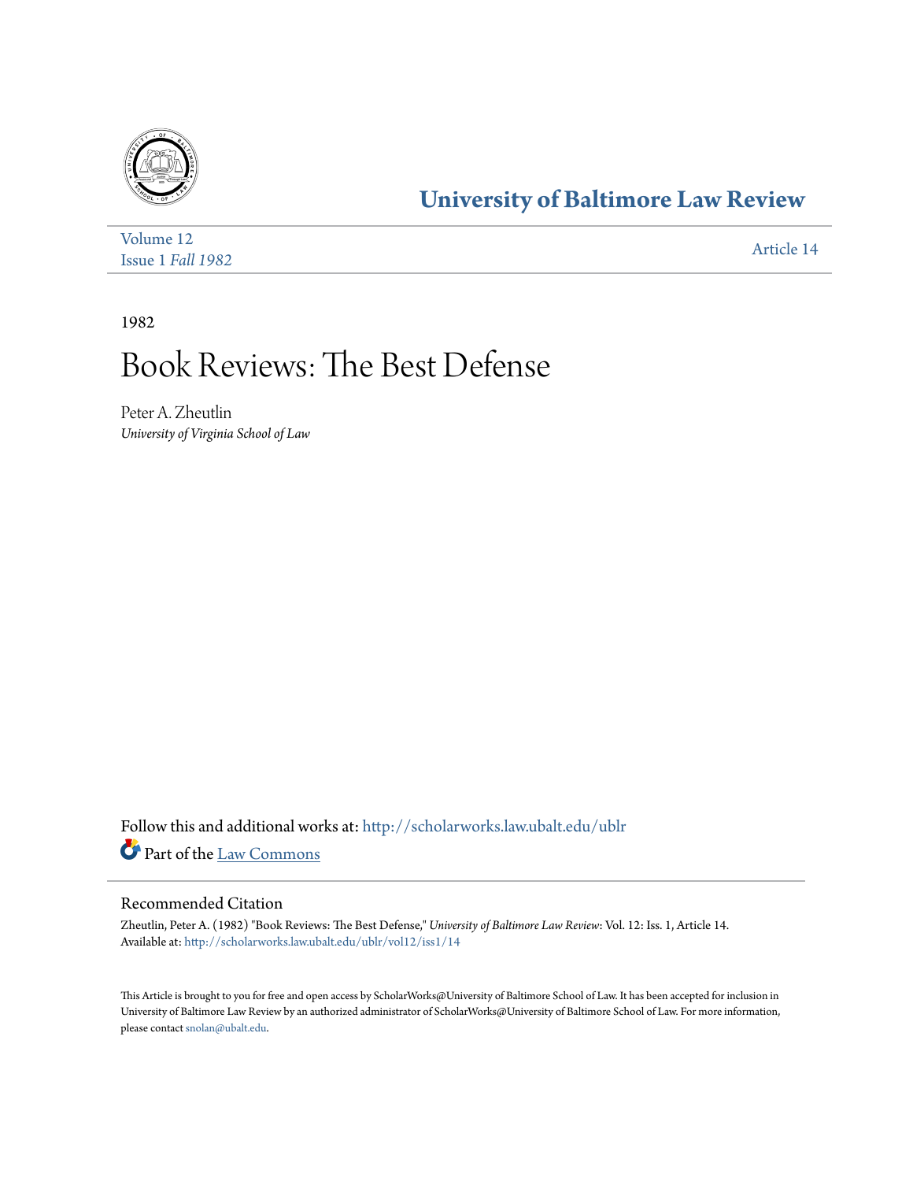# University of Baltimore Law Review

Volume 12
Issue 1 *Fall 1982*

Article 14

1982

# Book Reviews: The Best Defense

Peter A. Zheutlin
*University of Virginia School of Law*

Follow this and additional works at: http://scholarworks.law.ubalt.edu/ublr

Part of the Law Commons

## Recommended Citation

Zheutlin, Peter A. (1982) "Book Reviews: The Best Defense," *University of Baltimore Law Review*: Vol. 12: Iss. 1, Article 14.
Available at: http://scholarworks.law.ubalt.edu/ublr/vol12/iss1/14

This Article is brought to you for free and open access by ScholarWorks@University of Baltimore School of Law. It has been accepted for inclusion in University of Baltimore Law Review by an authorized administrator of ScholarWorks@University of Baltimore School of Law. For more information, please contact snolan@ubalt.edu.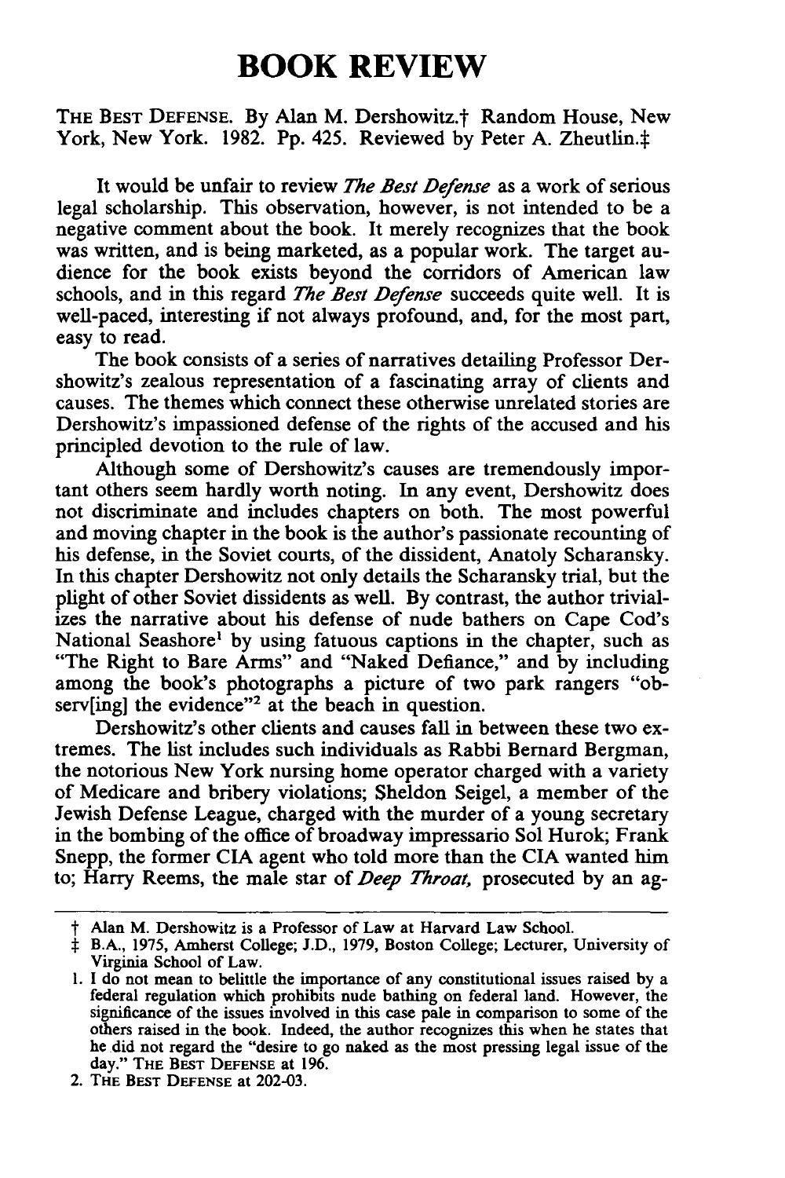# BOOK REVIEW

THE BEST DEFENSE. By Alan M. Dershowitz.† Random House, New York, New York. 1982. Pp. 425. Reviewed by Peter A. Zheutlin.‡

It would be unfair to review *The Best Defense* as a work of serious legal scholarship. This observation, however, is not intended to be a negative comment about the book. It merely recognizes that the book was written, and is being marketed, as a popular work. The target audience for the book exists beyond the corridors of American law schools, and in this regard *The Best Defense* succeeds quite well. It is well-paced, interesting if not always profound, and, for the most part, easy to read.

The book consists of a series of narratives detailing Professor Dershowitz's zealous representation of a fascinating array of clients and causes. The themes which connect these otherwise unrelated stories are Dershowitz's impassioned defense of the rights of the accused and his principled devotion to the rule of law.

Although some of Dershowitz's causes are tremendously important others seem hardly worth noting. In any event, Dershowitz does not discriminate and includes chapters on both. The most powerful and moving chapter in the book is the author's passionate recounting of his defense, in the Soviet courts, of the dissident, Anatoly Scharansky. In this chapter Dershowitz not only details the Scharansky trial, but the plight of other Soviet dissidents as well. By contrast, the author trivializes the narrative about his defense of nude bathers on Cape Cod's National Seashore[1] by using fatuous captions in the chapter, such as "The Right to Bare Arms" and "Naked Defiance," and by including among the book's photographs a picture of two park rangers "observ[ing] the evidence"[2] at the beach in question.

Dershowitz's other clients and causes fall in between these two extremes. The list includes such individuals as Rabbi Bernard Bergman, the notorious New York nursing home operator charged with a variety of Medicare and bribery violations; Sheldon Seigel, a member of the Jewish Defense League, charged with the murder of a young secretary in the bombing of the office of broadway impressario Sol Hurok; Frank Snepp, the former CIA agent who told more than the CIA wanted him to; Harry Reems, the male star of *Deep Throat*, prosecuted by an ag-

---

† Alan M. Dershowitz is a Professor of Law at Harvard Law School.

‡ B.A., 1975, Amherst College; J.D., 1979, Boston College; Lecturer, University of Virginia School of Law.

1. I do not mean to belittle the importance of any constitutional issues raised by a federal regulation which prohibits nude bathing on federal land. However, the significance of the issues involved in this case pale in comparison to some of the others raised in the book. Indeed, the author recognizes this when he states that he did not regard the "desire to go naked as the most pressing legal issue of the day." THE BEST DEFENSE at 196.

2. THE BEST DEFENSE at 202-03.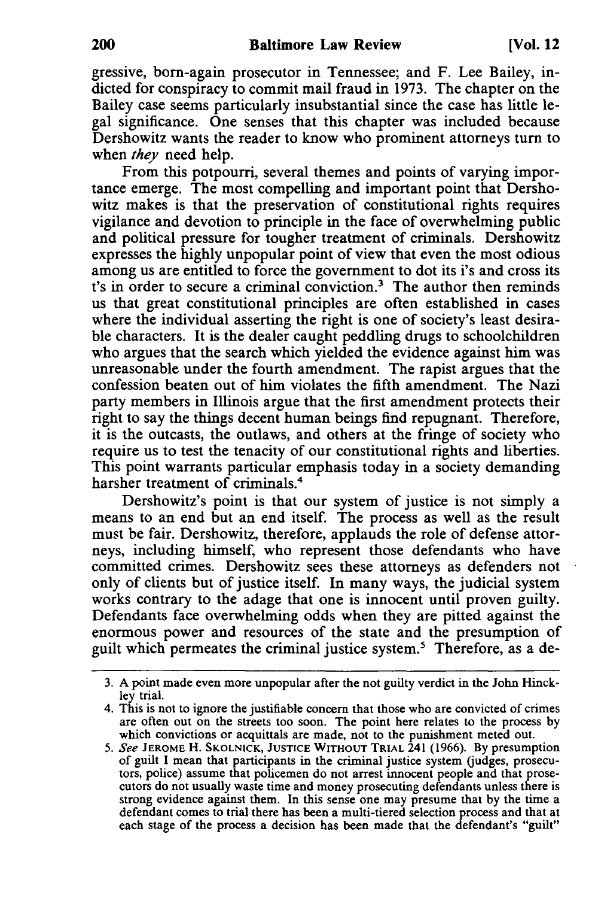gressive, born-again prosecutor in Tennessee; and F. Lee Bailey, indicted for conspiracy to commit mail fraud in 1973. The chapter on the Bailey case seems particularly insubstantial since the case has little legal significance. One senses that this chapter was included because Dershowitz wants the reader to know who prominent attorneys turn to when *they* need help.

From this potpourri, several themes and points of varying importance emerge. The most compelling and important point that Dershowitz makes is that the preservation of constitutional rights requires vigilance and devotion to principle in the face of overwhelming public and political pressure for tougher treatment of criminals. Dershowitz expresses the highly unpopular point of view that even the most odious among us are entitled to force the government to dot its i's and cross its t's in order to secure a criminal conviction.[3] The author then reminds us that great constitutional principles are often established in cases where the individual asserting the right is one of society's least desirable characters. It is the dealer caught peddling drugs to schoolchildren who argues that the search which yielded the evidence against him was unreasonable under the fourth amendment. The rapist argues that the confession beaten out of him violates the fifth amendment. The Nazi party members in Illinois argue that the first amendment protects their right to say the things decent human beings find repugnant. Therefore, it is the outcasts, the outlaws, and others at the fringe of society who require us to test the tenacity of our constitutional rights and liberties. This point warrants particular emphasis today in a society demanding harsher treatment of criminals.[4]

Dershowitz's point is that our system of justice is not simply a means to an end but an end itself. The process as well as the result must be fair. Dershowitz, therefore, applauds the role of defense attorneys, including himself, who represent those defendants who have committed crimes. Dershowitz sees these attorneys as defenders not only of clients but of justice itself. In many ways, the judicial system works contrary to the adage that one is innocent until proven guilty. Defendants face overwhelming odds when they are pitted against the enormous power and resources of the state and the presumption of guilt which permeates the criminal justice system.[5] Therefore, as a de-

---

3. A point made even more unpopular after the not guilty verdict in the John Hinckley trial.

4. This is not to ignore the justifiable concern that those who are convicted of crimes are often out on the streets too soon. The point here relates to the process by which convictions or acquittals are made, not to the punishment meted out.

5. *See* JEROME H. SKOLNICK, JUSTICE WITHOUT TRIAL 241 (1966). By presumption of guilt I mean that participants in the criminal justice system (judges, prosecutors, police) assume that policemen do not arrest innocent people and that prosecutors do not usually waste time and money prosecuting defendants unless there is strong evidence against them. In this sense one may presume that by the time a defendant comes to trial there has been a multi-tiered selection process and that at each stage of the process a decision has been made that the defendant's "guilt"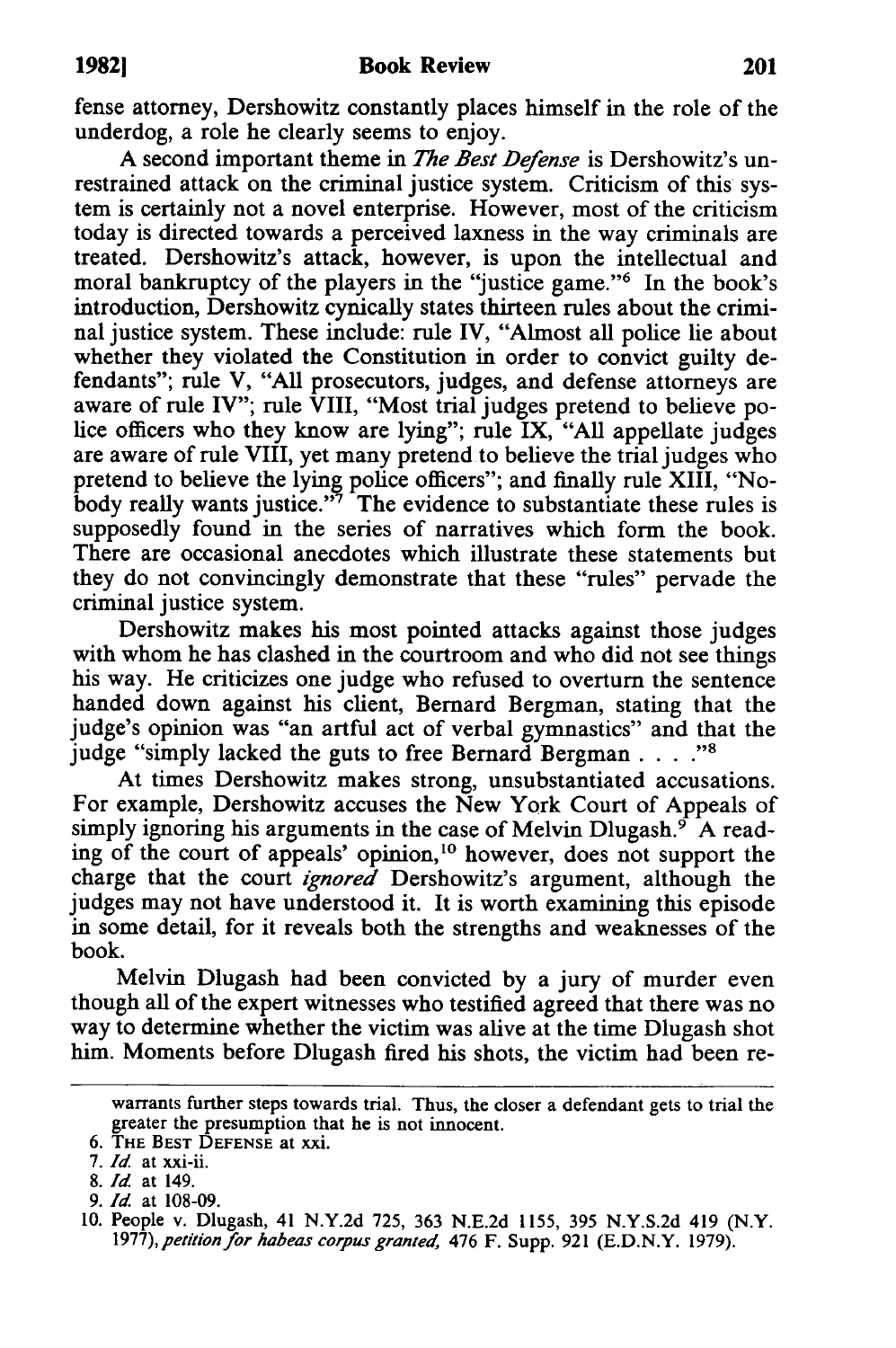fense attorney, Dershowitz constantly places himself in the role of the underdog, a role he clearly seems to enjoy.

A second important theme in *The Best Defense* is Dershowitz's unrestrained attack on the criminal justice system. Criticism of this system is certainly not a novel enterprise. However, most of the criticism today is directed towards a perceived laxness in the way criminals are treated. Dershowitz's attack, however, is upon the intellectual and moral bankruptcy of the players in the "justice game."[6] In the book's introduction, Dershowitz cynically states thirteen rules about the criminal justice system. These include: rule IV, "Almost all police lie about whether they violated the Constitution in order to convict guilty defendants"; rule V, "All prosecutors, judges, and defense attorneys are aware of rule IV"; rule VIII, "Most trial judges pretend to believe police officers who they know are lying"; rule IX, "All appellate judges are aware of rule VIII, yet many pretend to believe the trial judges who pretend to believe the lying police officers"; and finally rule XIII, "Nobody really wants justice."[7] The evidence to substantiate these rules is supposedly found in the series of narratives which form the book. There are occasional anecdotes which illustrate these statements but they do not convincingly demonstrate that these "rules" pervade the criminal justice system.

Dershowitz makes his most pointed attacks against those judges with whom he has clashed in the courtroom and who did not see things his way. He criticizes one judge who refused to overturn the sentence handed down against his client, Bernard Bergman, stating that the judge's opinion was "an artful act of verbal gymnastics" and that the judge "simply lacked the guts to free Bernard Bergman . . . ."[8]

At times Dershowitz makes strong, unsubstantiated accusations. For example, Dershowitz accuses the New York Court of Appeals of simply ignoring his arguments in the case of Melvin Dlugash.[9] A reading of the court of appeals' opinion,[10] however, does not support the charge that the court *ignored* Dershowitz's argument, although the judges may not have understood it. It is worth examining this episode in some detail, for it reveals both the strengths and weaknesses of the book.

Melvin Dlugash had been convicted by a jury of murder even though all of the expert witnesses who testified agreed that there was no way to determine whether the victim was alive at the time Dlugash shot him. Moments before Dlugash fired his shots, the victim had been re-

---

warrants further steps towards trial. Thus, the closer a defendant gets to trial the greater the presumption that he is not innocent.

6. The Best Defense at xxi.
7. *Id.* at xxi-ii.
8. *Id.* at 149.
9. *Id.* at 108-09.
10. People v. Dlugash, 41 N.Y.2d 725, 363 N.E.2d 1155, 395 N.Y.S.2d 419 (N.Y. 1977), *petition for habeas corpus granted,* 476 F. Supp. 921 (E.D.N.Y. 1979).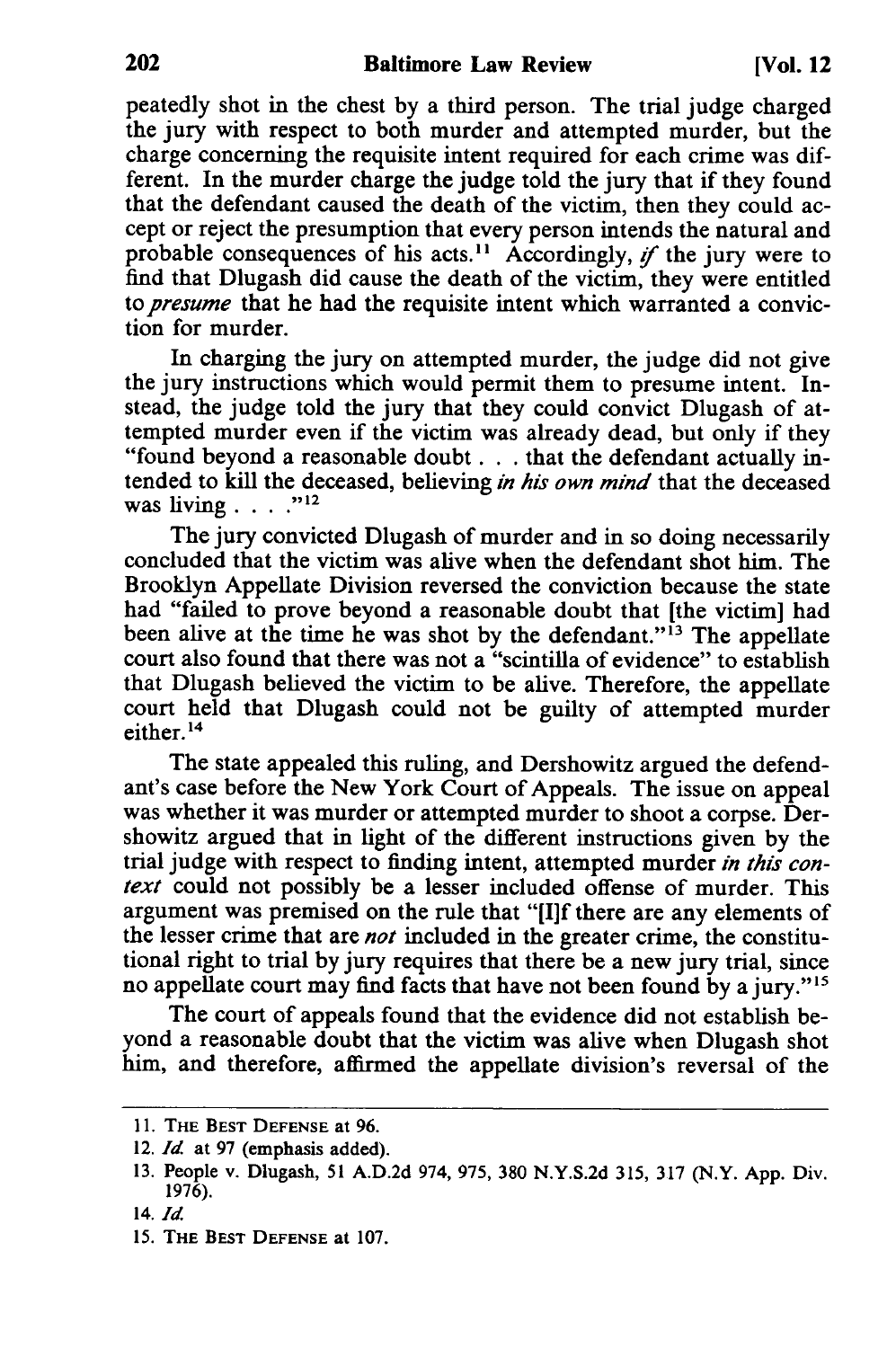peatedly shot in the chest by a third person. The trial judge charged the jury with respect to both murder and attempted murder, but the charge concerning the requisite intent required for each crime was different. In the murder charge the judge told the jury that if they found that the defendant caused the death of the victim, then they could accept or reject the presumption that every person intends the natural and probable consequences of his acts.[11] Accordingly, *if* the jury were to find that Dlugash did cause the death of the victim, they were entitled to *presume* that he had the requisite intent which warranted a conviction for murder.

In charging the jury on attempted murder, the judge did not give the jury instructions which would permit them to presume intent. Instead, the judge told the jury that they could convict Dlugash of attempted murder even if the victim was already dead, but only if they "found beyond a reasonable doubt . . . that the defendant actually intended to kill the deceased, believing *in his own mind* that the deceased was living . . . ."[12]

The jury convicted Dlugash of murder and in so doing necessarily concluded that the victim was alive when the defendant shot him. The Brooklyn Appellate Division reversed the conviction because the state had "failed to prove beyond a reasonable doubt that [the victim] had been alive at the time he was shot by the defendant."[13] The appellate court also found that there was not a "scintilla of evidence" to establish that Dlugash believed the victim to be alive. Therefore, the appellate court held that Dlugash could not be guilty of attempted murder either.[14]

The state appealed this ruling, and Dershowitz argued the defendant's case before the New York Court of Appeals. The issue on appeal was whether it was murder or attempted murder to shoot a corpse. Dershowitz argued that in light of the different instructions given by the trial judge with respect to finding intent, attempted murder *in this context* could not possibly be a lesser included offense of murder. This argument was premised on the rule that "[I]f there are any elements of the lesser crime that are *not* included in the greater crime, the constitutional right to trial by jury requires that there be a new jury trial, since no appellate court may find facts that have not been found by a jury."[15]

The court of appeals found that the evidence did not establish beyond a reasonable doubt that the victim was alive when Dlugash shot him, and therefore, affirmed the appellate division's reversal of the

---

11. THE BEST DEFENSE at 96.
12. *Id.* at 97 (emphasis added).
13. People v. Dlugash, 51 A.D.2d 974, 975, 380 N.Y.S.2d 315, 317 (N.Y. App. Div. 1976).
14. *Id.*
15. THE BEST DEFENSE at 107.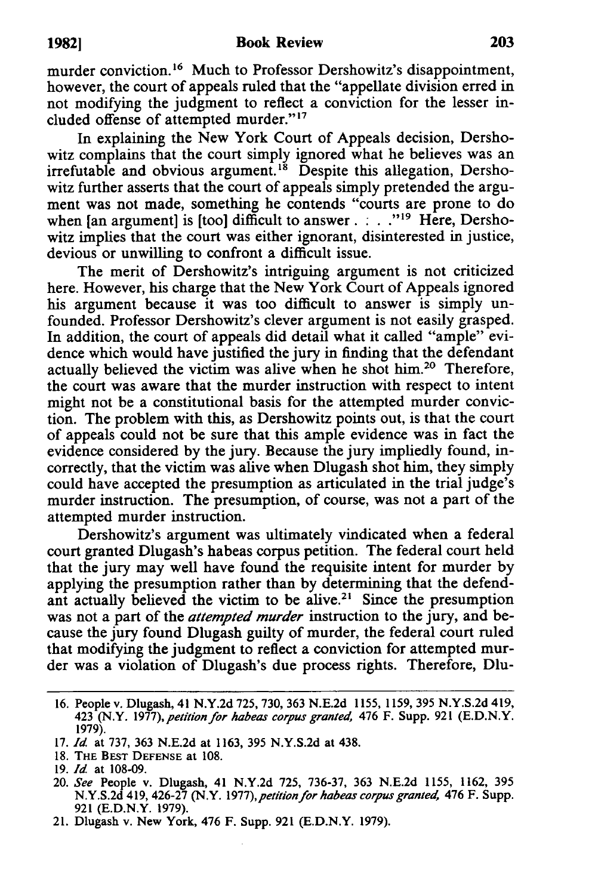murder conviction.[16] Much to Professor Dershowitz's disappointment, however, the court of appeals ruled that the "appellate division erred in not modifying the judgment to reflect a conviction for the lesser included offense of attempted murder."[17]

In explaining the New York Court of Appeals decision, Dershowitz complains that the court simply ignored what he believes was an irrefutable and obvious argument.[18] Despite this allegation, Dershowitz further asserts that the court of appeals simply pretended the argument was not made, something he contends "courts are prone to do when [an argument] is [too] difficult to answer . . . ."[19] Here, Dershowitz implies that the court was either ignorant, disinterested in justice, devious or unwilling to confront a difficult issue.

The merit of Dershowitz's intriguing argument is not criticized here. However, his charge that the New York Court of Appeals ignored his argument because it was too difficult to answer is simply unfounded. Professor Dershowitz's clever argument is not easily grasped. In addition, the court of appeals did detail what it called "ample" evidence which would have justified the jury in finding that the defendant actually believed the victim was alive when he shot him.[20] Therefore, the court was aware that the murder instruction with respect to intent might not be a constitutional basis for the attempted murder conviction. The problem with this, as Dershowitz points out, is that the court of appeals could not be sure that this ample evidence was in fact the evidence considered by the jury. Because the jury impliedly found, incorrectly, that the victim was alive when Dlugash shot him, they simply could have accepted the presumption as articulated in the trial judge's murder instruction. The presumption, of course, was not a part of the attempted murder instruction.

Dershowitz's argument was ultimately vindicated when a federal court granted Dlugash's habeas corpus petition. The federal court held that the jury may well have found the requisite intent for murder by applying the presumption rather than by determining that the defendant actually believed the victim to be alive.[21] Since the presumption was not a part of the *attempted murder* instruction to the jury, and because the jury found Dlugash guilty of murder, the federal court ruled that modifying the judgment to reflect a conviction for attempted murder was a violation of Dlugash's due process rights. Therefore, Dlu-

---

16. People v. Dlugash, 41 N.Y.2d 725, 730, 363 N.E.2d 1155, 1159, 395 N.Y.S.2d 419, 423 (N.Y. 1977), *petition for habeas corpus granted,* 476 F. Supp. 921 (E.D.N.Y. 1979).
17. *Id.* at 737, 363 N.E.2d at 1163, 395 N.Y.S.2d at 438.
18. THE BEST DEFENSE at 108.
19. *Id.* at 108-09.
20. *See* People v. Dlugash, 41 N.Y.2d 725, 736-37, 363 N.E.2d 1155, 1162, 395 N.Y.S.2d 419, 426-27 (N.Y. 1977), *petition for habeas corpus granted,* 476 F. Supp. 921 (E.D.N.Y. 1979).
21. Dlugash v. New York, 476 F. Supp. 921 (E.D.N.Y. 1979).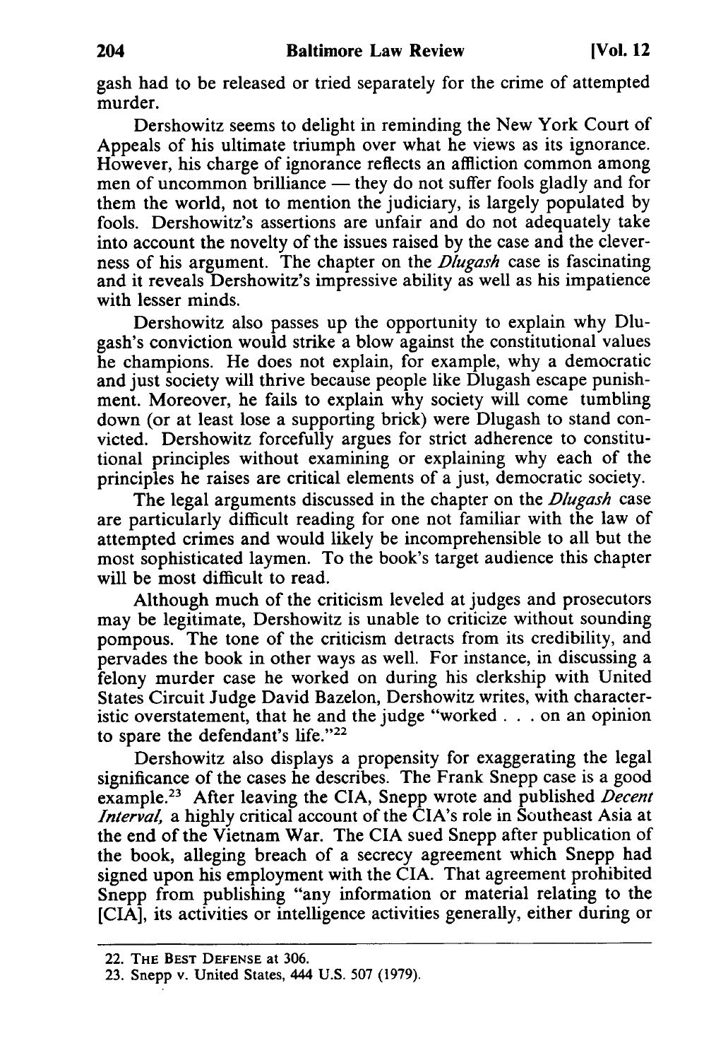gash had to be released or tried separately for the crime of attempted murder.

Dershowitz seems to delight in reminding the New York Court of Appeals of his ultimate triumph over what he views as its ignorance. However, his charge of ignorance reflects an affliction common among men of uncommon brilliance — they do not suffer fools gladly and for them the world, not to mention the judiciary, is largely populated by fools. Dershowitz's assertions are unfair and do not adequately take into account the novelty of the issues raised by the case and the cleverness of his argument. The chapter on the *Dlugash* case is fascinating and it reveals Dershowitz's impressive ability as well as his impatience with lesser minds.

Dershowitz also passes up the opportunity to explain why Dlugash's conviction would strike a blow against the constitutional values he champions. He does not explain, for example, why a democratic and just society will thrive because people like Dlugash escape punishment. Moreover, he fails to explain why society will come tumbling down (or at least lose a supporting brick) were Dlugash to stand convicted. Dershowitz forcefully argues for strict adherence to constitutional principles without examining or explaining why each of the principles he raises are critical elements of a just, democratic society.

The legal arguments discussed in the chapter on the *Dlugash* case are particularly difficult reading for one not familiar with the law of attempted crimes and would likely be incomprehensible to all but the most sophisticated laymen. To the book's target audience this chapter will be most difficult to read.

Although much of the criticism leveled at judges and prosecutors may be legitimate, Dershowitz is unable to criticize without sounding pompous. The tone of the criticism detracts from its credibility, and pervades the book in other ways as well. For instance, in discussing a felony murder case he worked on during his clerkship with United States Circuit Judge David Bazelon, Dershowitz writes, with characteristic overstatement, that he and the judge "worked . . . on an opinion to spare the defendant's life."[22]

Dershowitz also displays a propensity for exaggerating the legal significance of the cases he describes. The Frank Snepp case is a good example.[23] After leaving the CIA, Snepp wrote and published *Decent Interval,* a highly critical account of the CIA's role in Southeast Asia at the end of the Vietnam War. The CIA sued Snepp after publication of the book, alleging breach of a secrecy agreement which Snepp had signed upon his employment with the CIA. That agreement prohibited Snepp from publishing "any information or material relating to the [CIA], its activities or intelligence activities generally, either during or

---

22. THE BEST DEFENSE at 306.

23. Snepp v. United States, 444 U.S. 507 (1979).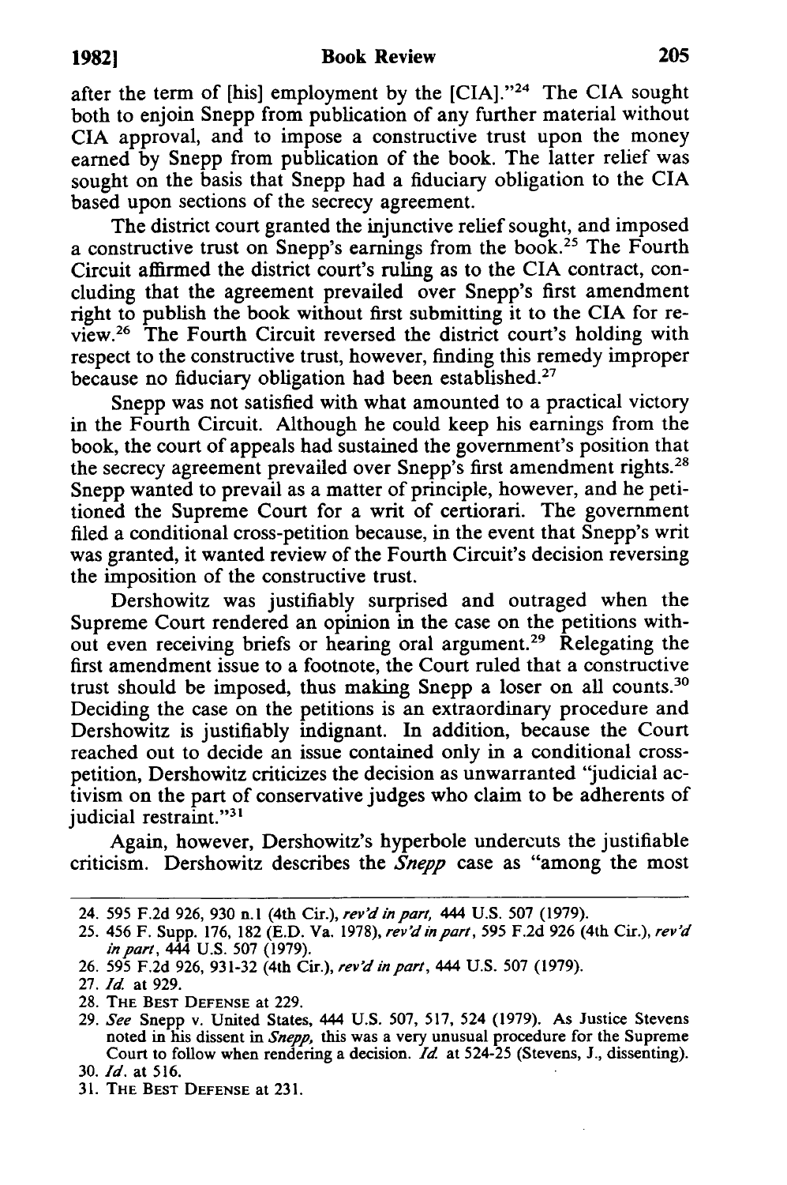after the term of [his] employment by the [CIA]."[24] The CIA sought both to enjoin Snepp from publication of any further material without CIA approval, and to impose a constructive trust upon the money earned by Snepp from publication of the book. The latter relief was sought on the basis that Snepp had a fiduciary obligation to the CIA based upon sections of the secrecy agreement.

The district court granted the injunctive relief sought, and imposed a constructive trust on Snepp's earnings from the book.[25] The Fourth Circuit affirmed the district court's ruling as to the CIA contract, concluding that the agreement prevailed over Snepp's first amendment right to publish the book without first submitting it to the CIA for review.[26] The Fourth Circuit reversed the district court's holding with respect to the constructive trust, however, finding this remedy improper because no fiduciary obligation had been established.[27]

Snepp was not satisfied with what amounted to a practical victory in the Fourth Circuit. Although he could keep his earnings from the book, the court of appeals had sustained the government's position that the secrecy agreement prevailed over Snepp's first amendment rights.[28] Snepp wanted to prevail as a matter of principle, however, and he petitioned the Supreme Court for a writ of certiorari. The government filed a conditional cross-petition because, in the event that Snepp's writ was granted, it wanted review of the Fourth Circuit's decision reversing the imposition of the constructive trust.

Dershowitz was justifiably surprised and outraged when the Supreme Court rendered an opinion in the case on the petitions without even receiving briefs or hearing oral argument.[29] Relegating the first amendment issue to a footnote, the Court ruled that a constructive trust should be imposed, thus making Snepp a loser on all counts.[30] Deciding the case on the petitions is an extraordinary procedure and Dershowitz is justifiably indignant. In addition, because the Court reached out to decide an issue contained only in a conditional cross-petition, Dershowitz criticizes the decision as unwarranted "judicial activism on the part of conservative judges who claim to be adherents of judicial restraint."[31]

Again, however, Dershowitz's hyperbole undercuts the justifiable criticism. Dershowitz describes the *Snepp* case as "among the most

---

24. 595 F.2d 926, 930 n.1 (4th Cir.), *rev'd in part*, 444 U.S. 507 (1979).
25. 456 F. Supp. 176, 182 (E.D. Va. 1978), *rev'd in part*, 595 F.2d 926 (4th Cir.), *rev'd in part*, 444 U.S. 507 (1979).
26. 595 F.2d 926, 931-32 (4th Cir.), *rev'd in part*, 444 U.S. 507 (1979).
27. *Id.* at 929.
28. THE BEST DEFENSE at 229.
29. *See* Snepp v. United States, 444 U.S. 507, 517, 524 (1979). As Justice Stevens noted in his dissent in *Snepp*, this was a very unusual procedure for the Supreme Court to follow when rendering a decision. *Id.* at 524-25 (Stevens, J., dissenting).
30. *Id.* at 516.
31. THE BEST DEFENSE at 231.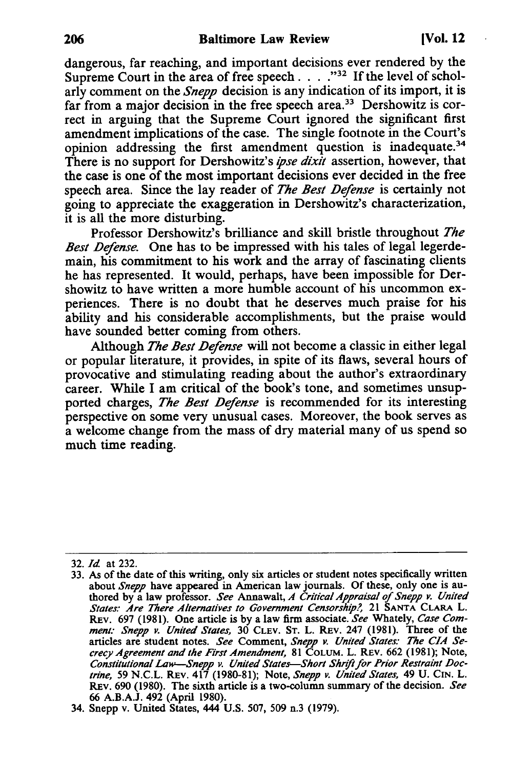dangerous, far reaching, and important decisions ever rendered by the Supreme Court in the area of free speech . . . ."[32] If the level of scholarly comment on the *Snepp* decision is any indication of its import, it is far from a major decision in the free speech area.[33] Dershowitz is correct in arguing that the Supreme Court ignored the significant first amendment implications of the case. The single footnote in the Court's opinion addressing the first amendment question is inadequate.[34] There is no support for Dershowitz's *ipse dixit* assertion, however, that the case is one of the most important decisions ever decided in the free speech area. Since the lay reader of *The Best Defense* is certainly not going to appreciate the exaggeration in Dershowitz's characterization, it is all the more disturbing.

Professor Dershowitz's brilliance and skill bristle throughout *The Best Defense*. One has to be impressed with his tales of legal legerdemain, his commitment to his work and the array of fascinating clients he has represented. It would, perhaps, have been impossible for Dershowitz to have written a more humble account of his uncommon experiences. There is no doubt that he deserves much praise for his ability and his considerable accomplishments, but the praise would have sounded better coming from others.

Although *The Best Defense* will not become a classic in either legal or popular literature, it provides, in spite of its flaws, several hours of provocative and stimulating reading about the author's extraordinary career. While I am critical of the book's tone, and sometimes unsupported charges, *The Best Defense* is recommended for its interesting perspective on some very unusual cases. Moreover, the book serves as a welcome change from the mass of dry material many of us spend so much time reading.

---

32. *Id.* at 232.

33. As of the date of this writing, only six articles or student notes specifically written about *Snepp* have appeared in American law journals. Of these, only one is authored by a law professor. *See* Annawalt, *A Critical Appraisal of Snepp v. United States: Are There Alternatives to Government Censorship?*, 21 SANTA CLARA L. REV. 697 (1981). One article is by a law firm associate. *See* Whately, *Case Comment: Snepp v. United States*, 30 CLEV. ST. L. REV. 247 (1981). Three of the articles are student notes. *See* Comment, *Snepp v. United States: The CIA Secrecy Agreement and the First Amendment*, 81 COLUM. L. REV. 662 (1981); Note, *Constitutional Law—Snepp v. United States—Short Shrift for Prior Restraint Doctrine*, 59 N.C.L. REV. 417 (1980-81); Note, *Snepp v. United States*, 49 U. CIN. L. REV. 690 (1980). The sixth article is a two-column summary of the decision. *See* 66 A.B.A.J. 492 (April 1980).

34. Snepp v. United States, 444 U.S. 507, 509 n.3 (1979).